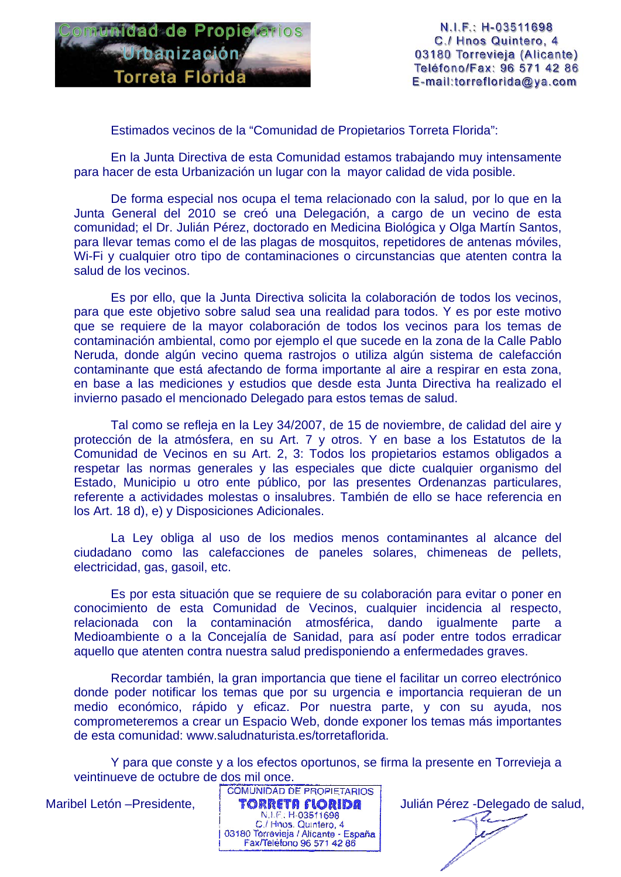**Comunidad de Propietarios Urbanización Torreta Florida**

N.I.F.: H-03511698
C./ Hnos Quintero, 4
03180 Torrevieja (Alicante)
Teléfono/Fax: 96 571 42 86
E-mail:torreflorida@ya.com

Estimados vecinos de la "Comunidad de Propietarios Torreta Florida":

En la Junta Directiva de esta Comunidad estamos trabajando muy intensamente para hacer de esta Urbanización un lugar con la mayor calidad de vida posible.

De forma especial nos ocupa el tema relacionado con la salud, por lo que en la Junta General del 2010 se creó una Delegación, a cargo de un vecino de esta comunidad; el Dr. Julián Pérez, doctorado en Medicina Biológica y Olga Martín Santos, para llevar temas como el de las plagas de mosquitos, repetidores de antenas móviles, Wi-Fi y cualquier otro tipo de contaminaciones o circunstancias que atenten contra la salud de los vecinos.

Es por ello, que la Junta Directiva solicita la colaboración de todos los vecinos, para que este objetivo sobre salud sea una realidad para todos. Y es por este motivo que se requiere de la mayor colaboración de todos los vecinos para los temas de contaminación ambiental, como por ejemplo el que sucede en la zona de la Calle Pablo Neruda, donde algún vecino quema rastrojos o utiliza algún sistema de calefacción contaminante que está afectando de forma importante al aire a respirar en esta zona, en base a las mediciones y estudios que desde esta Junta Directiva ha realizado el invierno pasado el mencionado Delegado para estos temas de salud.

Tal como se refleja en la Ley 34/2007, de 15 de noviembre, de calidad del aire y protección de la atmósfera, en su Art. 7 y otros. Y en base a los Estatutos de la Comunidad de Vecinos en su Art. 2, 3: Todos los propietarios estamos obligados a respetar las normas generales y las especiales que dicte cualquier organismo del Estado, Municipio u otro ente público, por las presentes Ordenanzas particulares, referente a actividades molestas o insalubres. También de ello se hace referencia en los Art. 18 d), e) y Disposiciones Adicionales.

La Ley obliga al uso de los medios menos contaminantes al alcance del ciudadano como las calefacciones de paneles solares, chimeneas de pellets, electricidad, gas, gasoil, etc.

Es por esta situación que se requiere de su colaboración para evitar o poner en conocimiento de esta Comunidad de Vecinos, cualquier incidencia al respecto, relacionada con la contaminación atmosférica, dando igualmente parte a Medioambiente o a la Concejalía de Sanidad, para así poder entre todos erradicar aquello que atenten contra nuestra salud predisponiendo a enfermedades graves.

Recordar también, la gran importancia que tiene el facilitar un correo electrónico donde poder notificar los temas que por su urgencia e importancia requieran de un medio económico, rápido y eficaz. Por nuestra parte, y con su ayuda, nos comprometeremos a crear un Espacio Web, donde exponer los temas más importantes de esta comunidad: www.saludnaturista.es/torretaflorida.

Y para que conste y a los efectos oportunos, se firma la presente en Torrevieja a veintinueve de octubre de dos mil once.

Maribel Letón –Presidente,

COMUNIDAD DE PROPIETARIOS
TORRETA FLORIDA
N.I.F. H-03511698
C./ Hnos. Quintero, 4
03180 Torrevieja / Alicante - España
Fax/Teléfono 96 571 42 86

Julián Pérez -Delegado de salud,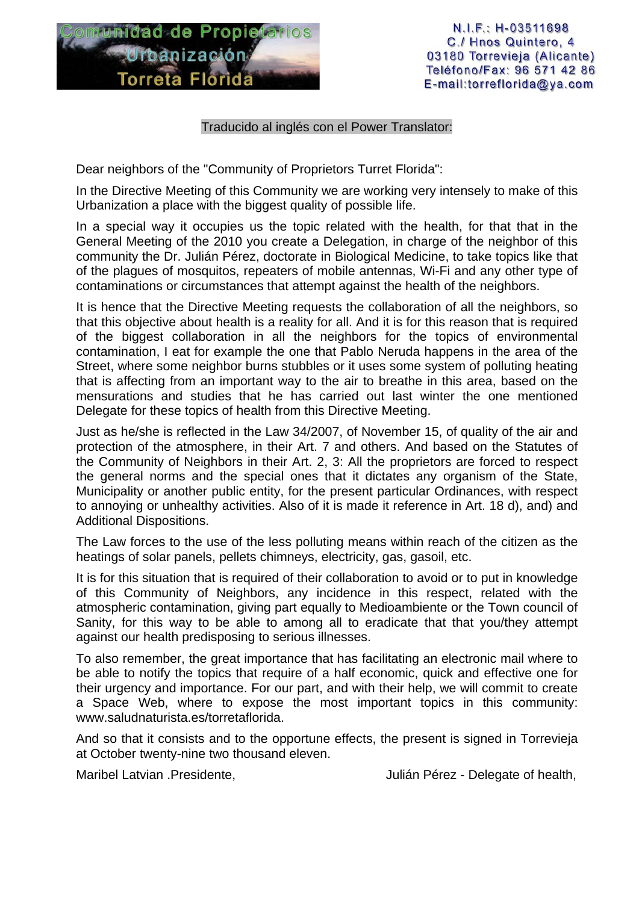Comunidad de Propietarios Urbanización Torreta Florida

N.I.F.: H-03511698
C./ Hnos Quintero, 4
03180 Torrevieja (Alicante)
Teléfono/Fax: 96 571 42 86
E-mail:torreflorida@ya.com

Traducido al inglés con el Power Translator:

Dear neighbors of the "Community of Proprietors Turret Florida":

In the Directive Meeting of this Community we are working very intensely to make of this Urbanization a place with the biggest quality of possible life.

In a special way it occupies us the topic related with the health, for that that in the General Meeting of the 2010 you create a Delegation, in charge of the neighbor of this community the Dr. Julián Pérez, doctorate in Biological Medicine, to take topics like that of the plagues of mosquitos, repeaters of mobile antennas, Wi-Fi and any other type of contaminations or circumstances that attempt against the health of the neighbors.

It is hence that the Directive Meeting requests the collaboration of all the neighbors, so that this objective about health is a reality for all. And it is for this reason that is required of the biggest collaboration in all the neighbors for the topics of environmental contamination, I eat for example the one that Pablo Neruda happens in the area of the Street, where some neighbor burns stubbles or it uses some system of polluting heating that is affecting from an important way to the air to breathe in this area, based on the mensurations and studies that he has carried out last winter the one mentioned Delegate for these topics of health from this Directive Meeting.

Just as he/she is reflected in the Law 34/2007, of November 15, of quality of the air and protection of the atmosphere, in their Art. 7 and others. And based on the Statutes of the Community of Neighbors in their Art. 2, 3: All the proprietors are forced to respect the general norms and the special ones that it dictates any organism of the State, Municipality or another public entity, for the present particular Ordinances, with respect to annoying or unhealthy activities. Also of it is made it reference in Art. 18 d), and) and Additional Dispositions.

The Law forces to the use of the less polluting means within reach of the citizen as the heatings of solar panels, pellets chimneys, electricity, gas, gasoil, etc.

It is for this situation that is required of their collaboration to avoid or to put in knowledge of this Community of Neighbors, any incidence in this respect, related with the atmospheric contamination, giving part equally to Medioambiente or the Town council of Sanity, for this way to be able to among all to eradicate that that you/they attempt against our health predisposing to serious illnesses.

To also remember, the great importance that has facilitating an electronic mail where to be able to notify the topics that require of a half economic, quick and effective one for their urgency and importance. For our part, and with their help, we will commit to create a Space Web, where to expose the most important topics in this community: www.saludnaturista.es/torretaflorida.

And so that it consists and to the opportune effects, the present is signed in Torrevieja at October twenty-nine two thousand eleven.

Maribel Latvian .Presidente,

Julián Pérez - Delegate of health,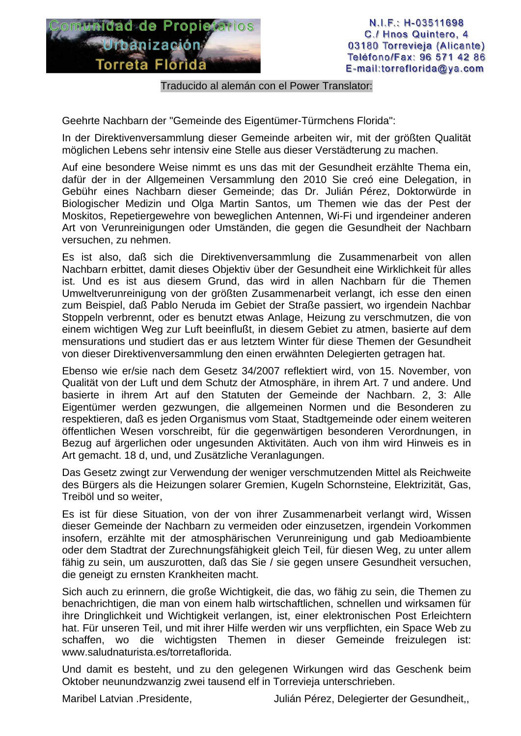Comunidad de Propietarios
Urbanización
Torreta Florida

N.I.F.: H-03511698
C./ Hnos Quintero, 4
03180 Torrevieja (Alicante)
Teléfono/Fax: 96 571 42 86
E-mail:torreflorida@ya.com

Traducido al alemán con el Power Translator:

Geehrte Nachbarn der "Gemeinde des Eigentümer-Türmchens Florida":

In der Direktivenversammlung dieser Gemeinde arbeiten wir, mit der größten Qualität möglichen Lebens sehr intensiv eine Stelle aus dieser Verstädterung zu machen.

Auf eine besondere Weise nimmt es uns das mit der Gesundheit erzählte Thema ein, dafür der in der Allgemeinen Versammlung den 2010 Sie creó eine Delegation, in Gebühr eines Nachbarn dieser Gemeinde; das Dr. Julián Pérez, Doktorwürde in Biologischer Medizin und Olga Martin Santos, um Themen wie das der Pest der Moskitos, Repetiergewehre von beweglichen Antennen, Wi-Fi und irgendeiner anderen Art von Verunreinigungen oder Umständen, die gegen die Gesundheit der Nachbarn versuchen, zu nehmen.

Es ist also, daß sich die Direktivenversammlung die Zusammenarbeit von allen Nachbarn erbittet, damit dieses Objektiv über der Gesundheit eine Wirklichkeit für alles ist. Und es ist aus diesem Grund, das wird in allen Nachbarn für die Themen Umweltverunreinigung von der größten Zusammenarbeit verlangt, ich esse den einen zum Beispiel, daß Pablo Neruda im Gebiet der Straße passiert, wo irgendein Nachbar Stoppeln verbrennt, oder es benutzt etwas Anlage, Heizung zu verschmutzen, die von einem wichtigen Weg zur Luft beeinflußt, in diesem Gebiet zu atmen, basierte auf dem mensurations und studiert das er aus letztem Winter für diese Themen der Gesundheit von dieser Direktivenversammlung den einen erwähnten Delegierten getragen hat.

Ebenso wie er/sie nach dem Gesetz 34/2007 reflektiert wird, von 15. November, von Qualität von der Luft und dem Schutz der Atmosphäre, in ihrem Art. 7 und andere. Und basierte in ihrem Art auf den Statuten der Gemeinde der Nachbarn. 2, 3: Alle Eigentümer werden gezwungen, die allgemeinen Normen und die Besonderen zu respektieren, daß es jeden Organismus vom Staat, Stadtgemeinde oder einem weiteren öffentlichen Wesen vorschreibt, für die gegenwärtigen besonderen Verordnungen, in Bezug auf ärgerlichen oder ungesunden Aktivitäten. Auch von ihm wird Hinweis es in Art gemacht. 18 d, und, und Zusätzliche Veranlagungen.

Das Gesetz zwingt zur Verwendung der weniger verschmutzenden Mittel als Reichweite des Bürgers als die Heizungen solarer Gremien, Kugeln Schornsteine, Elektrizität, Gas, Treiböl und so weiter,

Es ist für diese Situation, von der von ihrer Zusammenarbeit verlangt wird, Wissen dieser Gemeinde der Nachbarn zu vermeiden oder einzusetzen, irgendein Vorkommen insofern, erzählte mit der atmosphärischen Verunreinigung und gab Medioambiente oder dem Stadtrat der Zurechnungsfähigkeit gleich Teil, für diesen Weg, zu unter allem fähig zu sein, um auszurotten, daß das Sie / sie gegen unsere Gesundheit versuchen, die geneigt zu ernsten Krankheiten macht.

Sich auch zu erinnern, die große Wichtigkeit, die das, wo fähig zu sein, die Themen zu benachrichtigen, die man von einem halb wirtschaftlichen, schnellen und wirksamen für ihre Dringlichkeit und Wichtigkeit verlangen, ist, einer elektronischen Post Erleichtern hat. Für unseren Teil, und mit ihrer Hilfe werden wir uns verpflichten, ein Space Web zu schaffen, wo die wichtigsten Themen in dieser Gemeinde freizulegen ist: www.saludnaturista.es/torretaflorida.

Und damit es besteht, und zu den gelegenen Wirkungen wird das Geschenk beim Oktober neunundzwanzig zwei tausend elf in Torrevieja unterschrieben.

Maribel Latvian .Presidente, Julián Pérez, Delegierter der Gesundheit,,